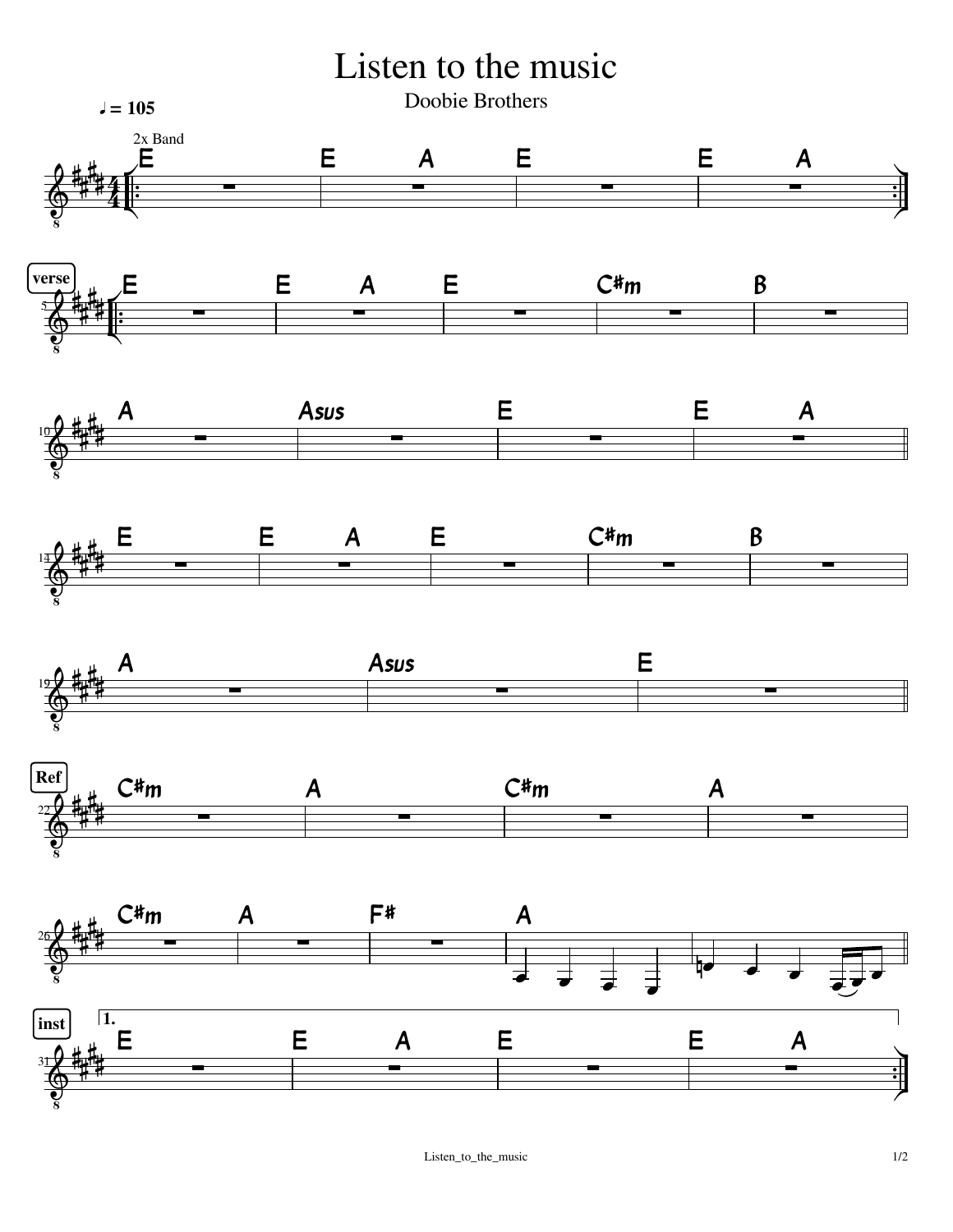# Listen to the music

Doobie Brothers

♩ = 105

2x Band

E | E A | E | E A :|

**verse**

E | E A | E | C#m | B |

A | Asus | E | E A ||

E | E A | E | C#m | B |

A | Asus | E ||

**Ref**

C#m | A | C#m | A |

C#m | A | F# | A | ||

**inst**

1. E | E A | E | E A :|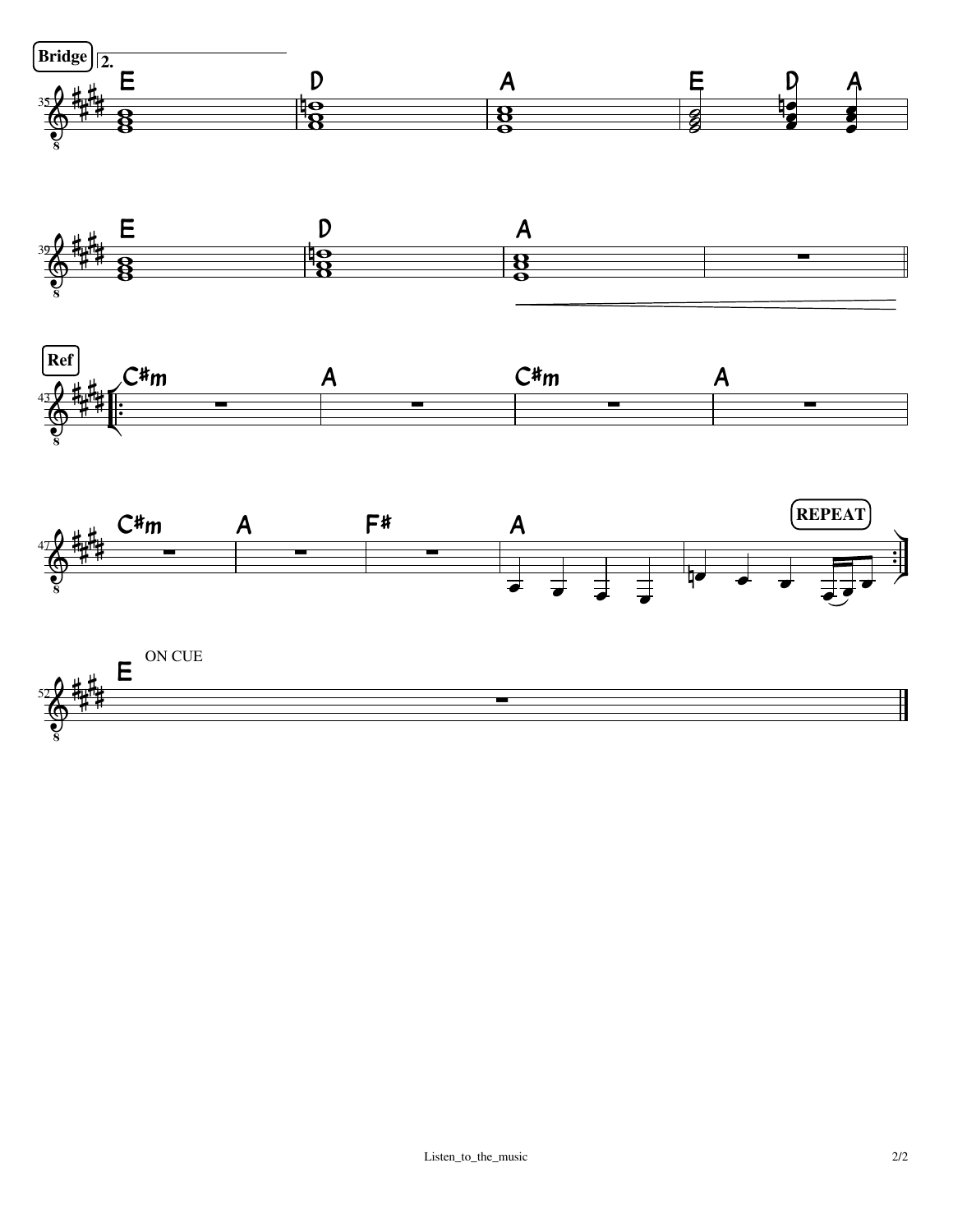Bridge

2.

E D A E D A

E D A

Ref

C#m A C#m A

C#m A F# A

REPEAT

E

ON CUE